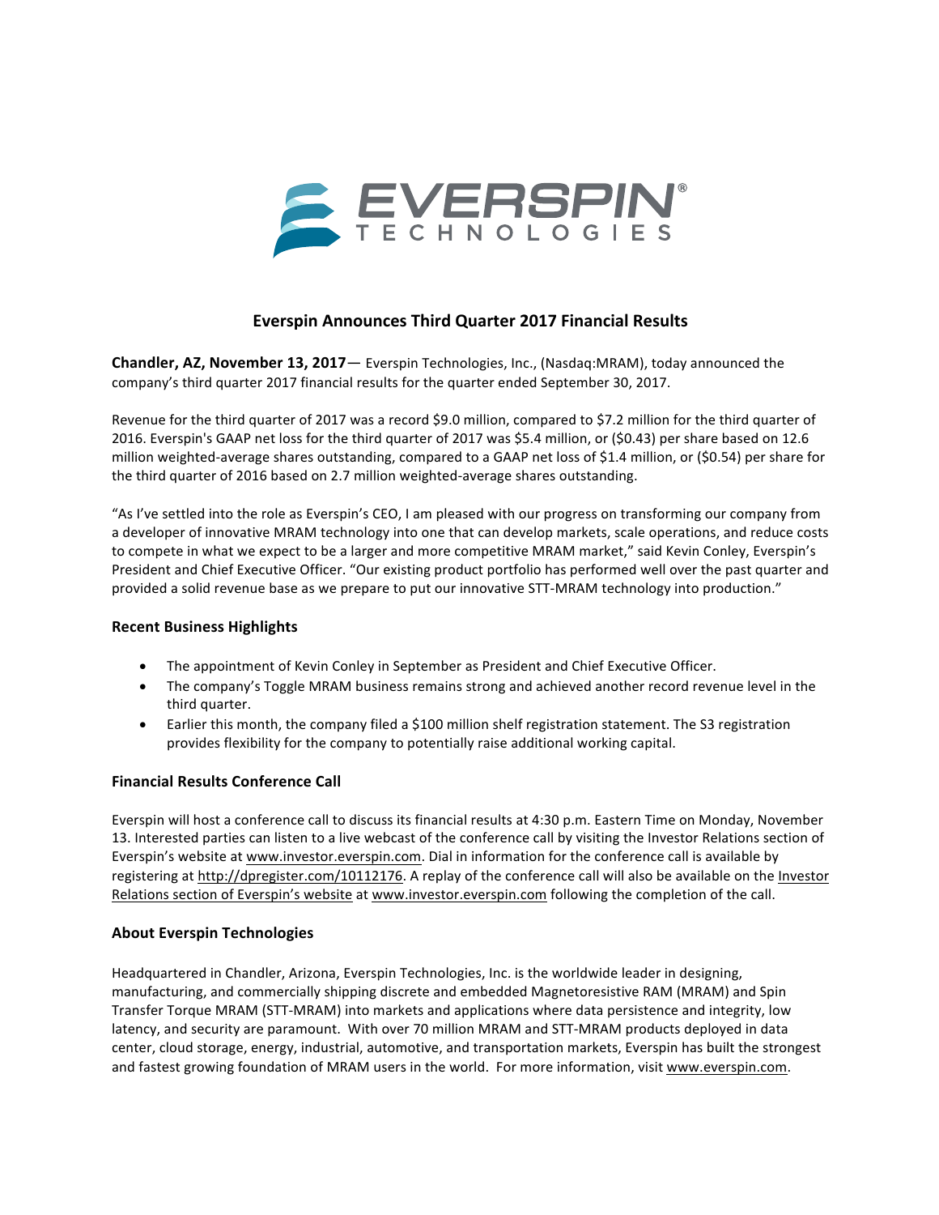# Everspin Announces Third Quarter 2017 Financial Results

**Chandler, AZ, November 13, 2017**— Everspin Technologies, Inc., (Nasdaq:MRAM), today announced the company's third quarter 2017 financial results for the quarter ended September 30, 2017.

Revenue for the third quarter of 2017 was a record $9.0 million, compared to $7.2 million for the third quarter of 2016. Everspin's GAAP net loss for the third quarter of 2017 was $5.4 million, or ($0.43) per share based on 12.6 million weighted-average shares outstanding, compared to a GAAP net loss of $1.4 million, or ($0.54) per share for the third quarter of 2016 based on 2.7 million weighted-average shares outstanding.

"As I've settled into the role as Everspin's CEO, I am pleased with our progress on transforming our company from a developer of innovative MRAM technology into one that can develop markets, scale operations, and reduce costs to compete in what we expect to be a larger and more competitive MRAM market," said Kevin Conley, Everspin's President and Chief Executive Officer. "Our existing product portfolio has performed well over the past quarter and provided a solid revenue base as we prepare to put our innovative STT-MRAM technology into production."

## Recent Business Highlights

- The appointment of Kevin Conley in September as President and Chief Executive Officer.
- The company's Toggle MRAM business remains strong and achieved another record revenue level in the third quarter.
- Earlier this month, the company filed a $100 million shelf registration statement. The S3 registration provides flexibility for the company to potentially raise additional working capital.

## Financial Results Conference Call

Everspin will host a conference call to discuss its financial results at 4:30 p.m. Eastern Time on Monday, November 13. Interested parties can listen to a live webcast of the conference call by visiting the Investor Relations section of Everspin's website at www.investor.everspin.com. Dial in information for the conference call is available by registering at http://dpregister.com/10112176. A replay of the conference call will also be available on the Investor Relations section of Everspin's website at www.investor.everspin.com following the completion of the call.

## About Everspin Technologies

Headquartered in Chandler, Arizona, Everspin Technologies, Inc. is the worldwide leader in designing, manufacturing, and commercially shipping discrete and embedded Magnetoresistive RAM (MRAM) and Spin Transfer Torque MRAM (STT-MRAM) into markets and applications where data persistence and integrity, low latency, and security are paramount. With over 70 million MRAM and STT-MRAM products deployed in data center, cloud storage, energy, industrial, automotive, and transportation markets, Everspin has built the strongest and fastest growing foundation of MRAM users in the world. For more information, visit www.everspin.com.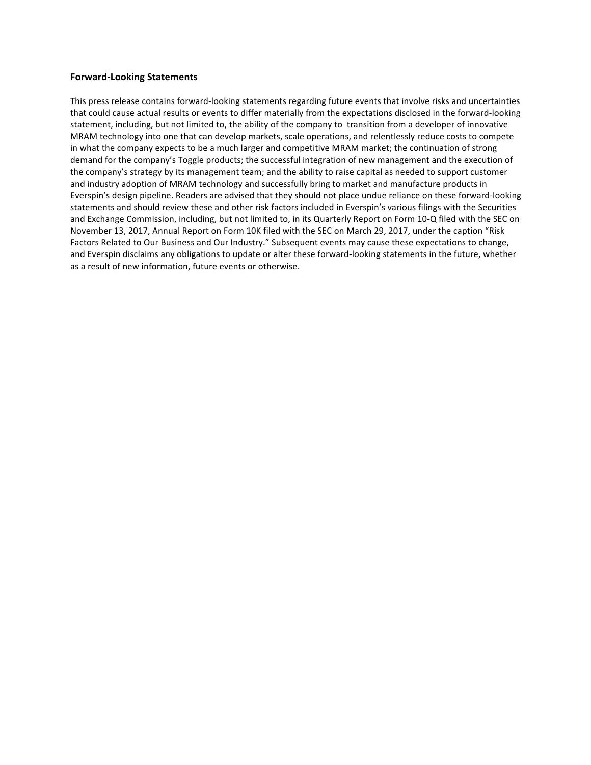**Forward-Looking Statements**

This press release contains forward-looking statements regarding future events that involve risks and uncertainties that could cause actual results or events to differ materially from the expectations disclosed in the forward-looking statement, including, but not limited to, the ability of the company to transition from a developer of innovative MRAM technology into one that can develop markets, scale operations, and relentlessly reduce costs to compete in what the company expects to be a much larger and competitive MRAM market; the continuation of strong demand for the company's Toggle products; the successful integration of new management and the execution of the company's strategy by its management team; and the ability to raise capital as needed to support customer and industry adoption of MRAM technology and successfully bring to market and manufacture products in Everspin's design pipeline. Readers are advised that they should not place undue reliance on these forward-looking statements and should review these and other risk factors included in Everspin's various filings with the Securities and Exchange Commission, including, but not limited to, in its Quarterly Report on Form 10-Q filed with the SEC on November 13, 2017, Annual Report on Form 10K filed with the SEC on March 29, 2017, under the caption "Risk Factors Related to Our Business and Our Industry." Subsequent events may cause these expectations to change, and Everspin disclaims any obligations to update or alter these forward-looking statements in the future, whether as a result of new information, future events or otherwise.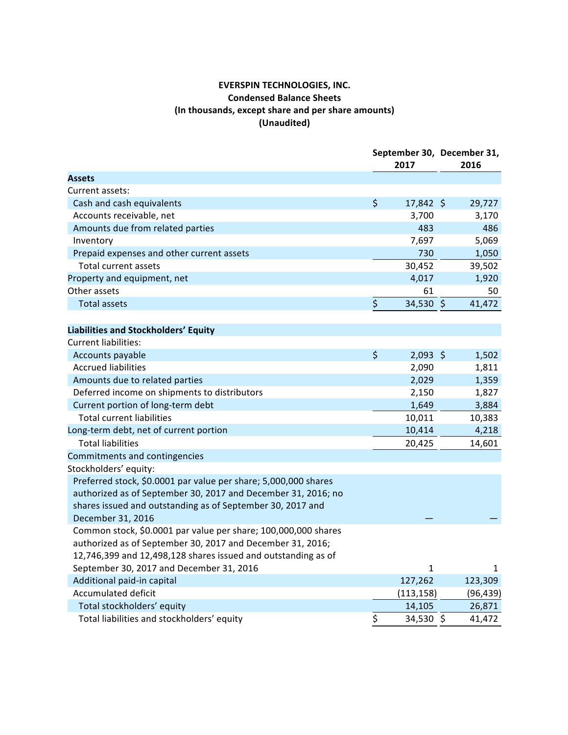**EVERSPIN TECHNOLOGIES, INC.**
**Condensed Balance Sheets**
**(In thousands, except share and per share amounts)**
**(Unaudited)**

| | September 30, 2017 | December 31, 2016 |
|---|---|---|
| **Assets** | | |
| Current assets: | | |
| Cash and cash equivalents | $ 17,842 | $ 29,727 |
| Accounts receivable, net | 3,700 | 3,170 |
| Amounts due from related parties | 483 | 486 |
| Inventory | 7,697 | 5,069 |
| Prepaid expenses and other current assets | 730 | 1,050 |
| Total current assets | 30,452 | 39,502 |
| Property and equipment, net | 4,017 | 1,920 |
| Other assets | 61 | 50 |
| Total assets | $ 34,530 | $ 41,472 |
| **Liabilities and Stockholders' Equity** | | |
| Current liabilities: | | |
| Accounts payable | $ 2,093 | $ 1,502 |
| Accrued liabilities | 2,090 | 1,811 |
| Amounts due to related parties | 2,029 | 1,359 |
| Deferred income on shipments to distributors | 2,150 | 1,827 |
| Current portion of long-term debt | 1,649 | 3,884 |
| Total current liabilities | 10,011 | 10,383 |
| Long-term debt, net of current portion | 10,414 | 4,218 |
| Total liabilities | 20,425 | 14,601 |
| Commitments and contingencies | | |
| Stockholders' equity: | | |
| Preferred stock, $0.0001 par value per share; 5,000,000 shares authorized as of September 30, 2017 and December 31, 2016; no shares issued and outstanding as of September 30, 2017 and December 31, 2016 | — | — |
| Common stock, $0.0001 par value per share; 100,000,000 shares authorized as of September 30, 2017 and December 31, 2016; 12,746,399 and 12,498,128 shares issued and outstanding as of September 30, 2017 and December 31, 2016 | 1 | 1 |
| Additional paid-in capital | 127,262 | 123,309 |
| Accumulated deficit | (113,158) | (96,439) |
| Total stockholders' equity | 14,105 | 26,871 |
| Total liabilities and stockholders' equity | $ 34,530 | $ 41,472 |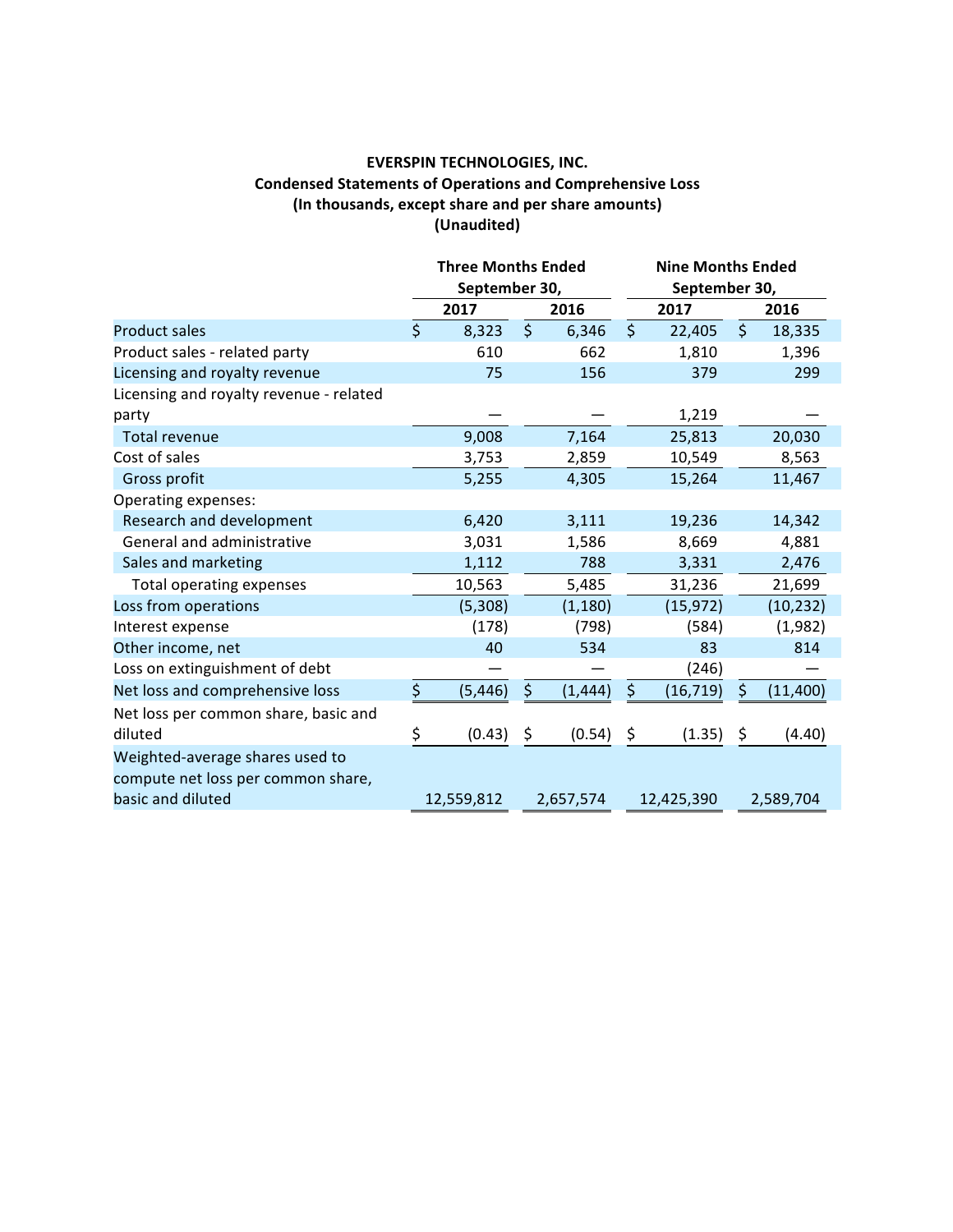**EVERSPIN TECHNOLOGIES, INC.**
**Condensed Statements of Operations and Comprehensive Loss**
**(In thousands, except share and per share amounts)**
**(Unaudited)**

| | Three Months Ended September 30, | | Nine Months Ended September 30, | |
|---|---|---|---|---|
| | 2017 | 2016 | 2017 | 2016 |
| Product sales | $ 8,323 | $ 6,346 | $ 22,405 | $ 18,335 |
| Product sales - related party | 610 | 662 | 1,810 | 1,396 |
| Licensing and royalty revenue | 75 | 156 | 379 | 299 |
| Licensing and royalty revenue - related party | — | — | 1,219 | — |
| Total revenue | 9,008 | 7,164 | 25,813 | 20,030 |
| Cost of sales | 3,753 | 2,859 | 10,549 | 8,563 |
| Gross profit | 5,255 | 4,305 | 15,264 | 11,467 |
| Operating expenses: | | | | |
| Research and development | 6,420 | 3,111 | 19,236 | 14,342 |
| General and administrative | 3,031 | 1,586 | 8,669 | 4,881 |
| Sales and marketing | 1,112 | 788 | 3,331 | 2,476 |
| Total operating expenses | 10,563 | 5,485 | 31,236 | 21,699 |
| Loss from operations | (5,308) | (1,180) | (15,972) | (10,232) |
| Interest expense | (178) | (798) | (584) | (1,982) |
| Other income, net | 40 | 534 | 83 | 814 |
| Loss on extinguishment of debt | — | — | (246) | — |
| Net loss and comprehensive loss | $ (5,446) | $ (1,444) | $ (16,719) | $ (11,400) |
| Net loss per common share, basic and diluted | $ (0.43) | $ (0.54) | $ (1.35) | $ (4.40) |
| Weighted-average shares used to compute net loss per common share, basic and diluted | 12,559,812 | 2,657,574 | 12,425,390 | 2,589,704 |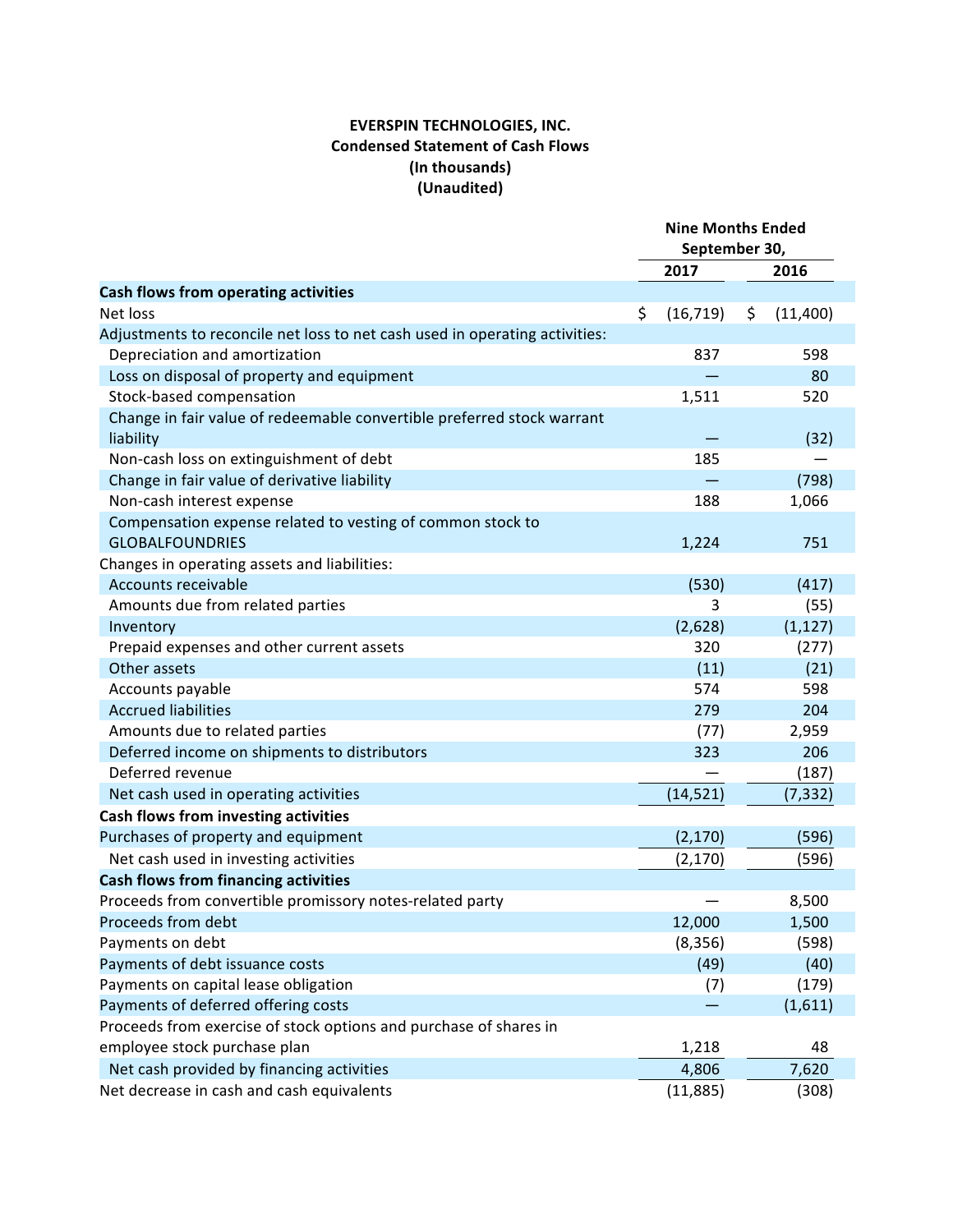**EVERSPIN TECHNOLOGIES, INC.**
**Condensed Statement of Cash Flows**
**(In thousands)**
**(Unaudited)**

| | Nine Months Ended September 30, | |
|---|---|---|
| | **2017** | **2016** |
| **Cash flows from operating activities** | | |
| Net loss | $ (16,719) | $ (11,400) |
| Adjustments to reconcile net loss to net cash used in operating activities: | | |
| Depreciation and amortization | 837 | 598 |
| Loss on disposal of property and equipment | — | 80 |
| Stock-based compensation | 1,511 | 520 |
| Change in fair value of redeemable convertible preferred stock warrant liability | — | (32) |
| Non-cash loss on extinguishment of debt | 185 | — |
| Change in fair value of derivative liability | — | (798) |
| Non-cash interest expense | 188 | 1,066 |
| Compensation expense related to vesting of common stock to GLOBALFOUNDRIES | 1,224 | 751 |
| Changes in operating assets and liabilities: | | |
| Accounts receivable | (530) | (417) |
| Amounts due from related parties | 3 | (55) |
| Inventory | (2,628) | (1,127) |
| Prepaid expenses and other current assets | 320 | (277) |
| Other assets | (11) | (21) |
| Accounts payable | 574 | 598 |
| Accrued liabilities | 279 | 204 |
| Amounts due to related parties | (77) | 2,959 |
| Deferred income on shipments to distributors | 323 | 206 |
| Deferred revenue | — | (187) |
| Net cash used in operating activities | (14,521) | (7,332) |
| **Cash flows from investing activities** | | |
| Purchases of property and equipment | (2,170) | (596) |
| Net cash used in investing activities | (2,170) | (596) |
| **Cash flows from financing activities** | | |
| Proceeds from convertible promissory notes-related party | — | 8,500 |
| Proceeds from debt | 12,000 | 1,500 |
| Payments on debt | (8,356) | (598) |
| Payments of debt issuance costs | (49) | (40) |
| Payments on capital lease obligation | (7) | (179) |
| Payments of deferred offering costs | — | (1,611) |
| Proceeds from exercise of stock options and purchase of shares in employee stock purchase plan | 1,218 | 48 |
| Net cash provided by financing activities | 4,806 | 7,620 |
| Net decrease in cash and cash equivalents | (11,885) | (308) |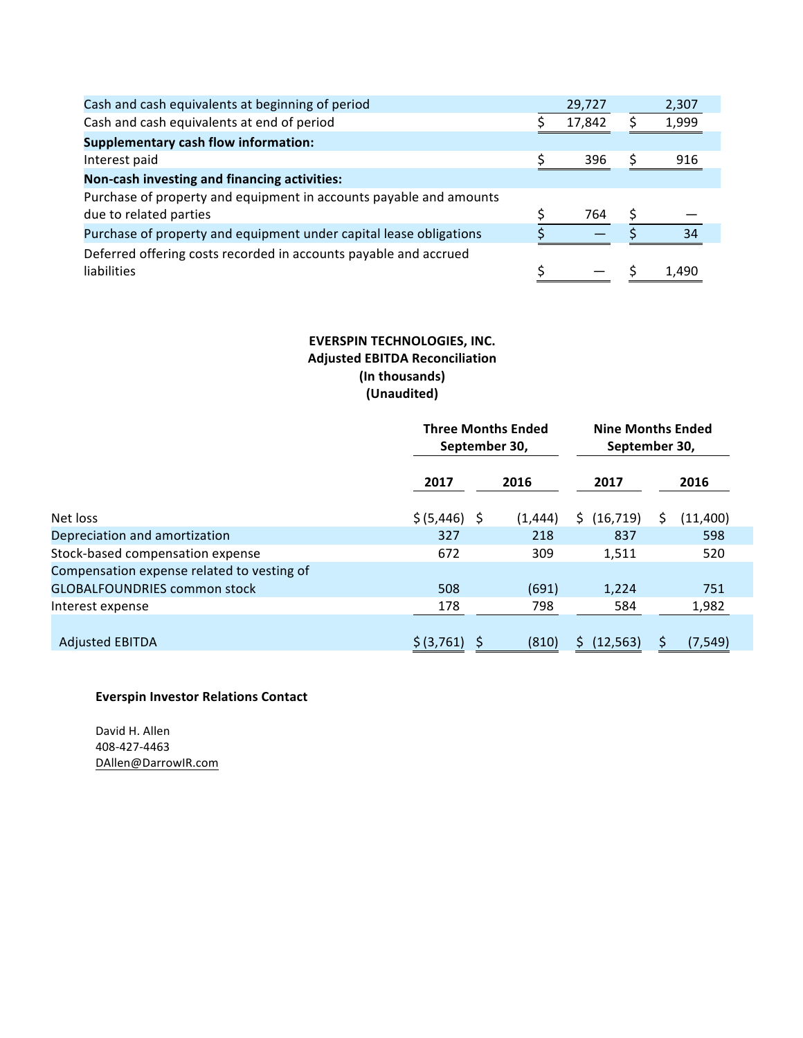| | | |
|---|---|---|
| Cash and cash equivalents at beginning of period | 29,727 | 2,307 |
| Cash and cash equivalents at end of period | $ 17,842 | $ 1,999 |
| **Supplementary cash flow information:** | | |
| Interest paid | $ 396 | $ 916 |
| **Non-cash investing and financing activities:** | | |
| Purchase of property and equipment in accounts payable and amounts due to related parties | $ 764 | $ — |
| Purchase of property and equipment under capital lease obligations | $ — | $ 34 |
| Deferred offering costs recorded in accounts payable and accrued liabilities | $ — | $ 1,490 |

**EVERSPIN TECHNOLOGIES, INC.**
**Adjusted EBITDA Reconciliation**
**(In thousands)**
**(Unaudited)**

| | Three Months Ended September 30, | | Nine Months Ended September 30, | |
|---|---|---|---|---|
| | **2017** | **2016** | **2017** | **2016** |
| Net loss | $ (5,446) | $ (1,444) | $ (16,719) | $ (11,400) |
| Depreciation and amortization | 327 | 218 | 837 | 598 |
| Stock-based compensation expense | 672 | 309 | 1,511 | 520 |
| Compensation expense related to vesting of GLOBALFOUNDRIES common stock | 508 | (691) | 1,224 | 751 |
| Interest expense | 178 | 798 | 584 | 1,982 |
| Adjusted EBITDA | $ (3,761) | $ (810) | $ (12,563) | $ (7,549) |

**Everspin Investor Relations Contact**

David H. Allen
408-427-4463
DAllen@DarrowIR.com